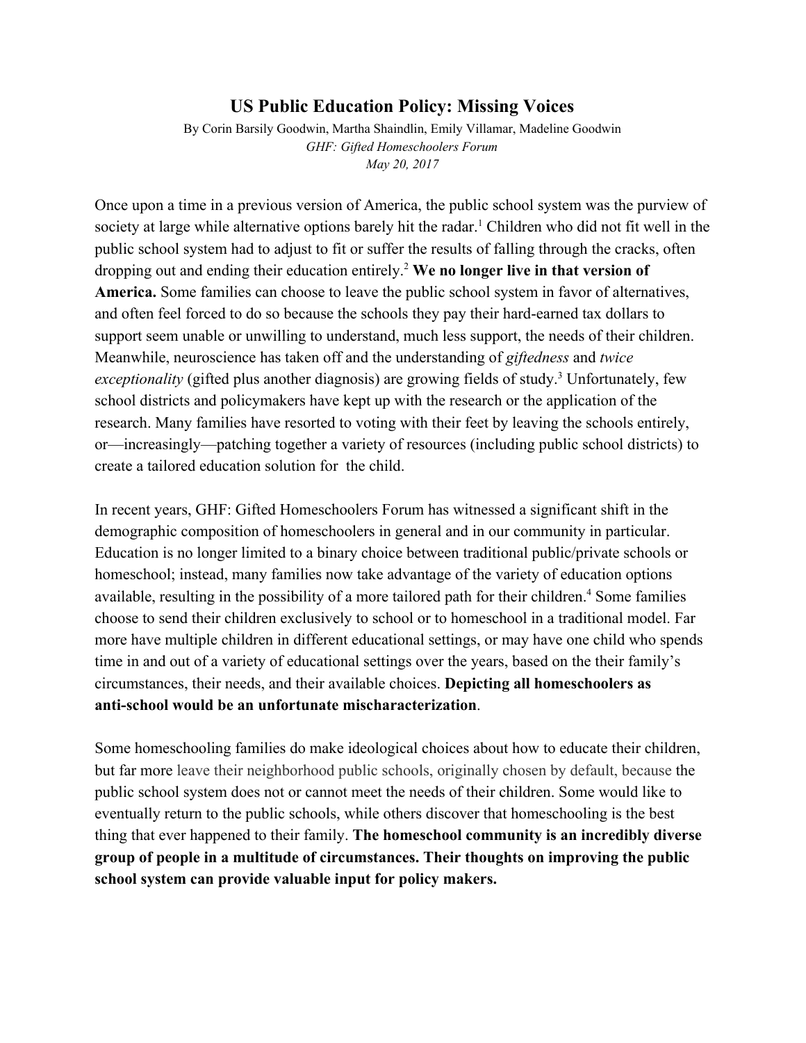# US Public Education Policy: Missing Voices

By Corin Barsily Goodwin, Martha Shaindlin, Emily Villamar, Madeline Goodwin

*GHF: Gifted Homeschoolers Forum*

*May 20, 2017*

Once upon a time in a previous version of America, the public school system was the purview of society at large while alternative options barely hit the radar.[1] Children who did not fit well in the public school system had to adjust to fit or suffer the results of falling through the cracks, often dropping out and ending their education entirely.[2] **We no longer live in that version of America.** Some families can choose to leave the public school system in favor of alternatives, and often feel forced to do so because the schools they pay their hard-earned tax dollars to support seem unable or unwilling to understand, much less support, the needs of their children. Meanwhile, neuroscience has taken off and the understanding of *giftedness* and *twice exceptionality* (gifted plus another diagnosis) are growing fields of study.[3] Unfortunately, few school districts and policymakers have kept up with the research or the application of the research. Many families have resorted to voting with their feet by leaving the schools entirely, or—increasingly—patching together a variety of resources (including public school districts) to create a tailored education solution for the child.

In recent years, GHF: Gifted Homeschoolers Forum has witnessed a significant shift in the demographic composition of homeschoolers in general and in our community in particular. Education is no longer limited to a binary choice between traditional public/private schools or homeschool; instead, many families now take advantage of the variety of education options available, resulting in the possibility of a more tailored path for their children.[4] Some families choose to send their children exclusively to school or to homeschool in a traditional model. Far more have multiple children in different educational settings, or may have one child who spends time in and out of a variety of educational settings over the years, based on the their family's circumstances, their needs, and their available choices. **Depicting all homeschoolers as anti-school would be an unfortunate mischaracterization**.

Some homeschooling families do make ideological choices about how to educate their children, but far more leave their neighborhood public schools, originally chosen by default, because the public school system does not or cannot meet the needs of their children. Some would like to eventually return to the public schools, while others discover that homeschooling is the best thing that ever happened to their family. **The homeschool community is an incredibly diverse group of people in a multitude of circumstances. Their thoughts on improving the public school system can provide valuable input for policy makers.**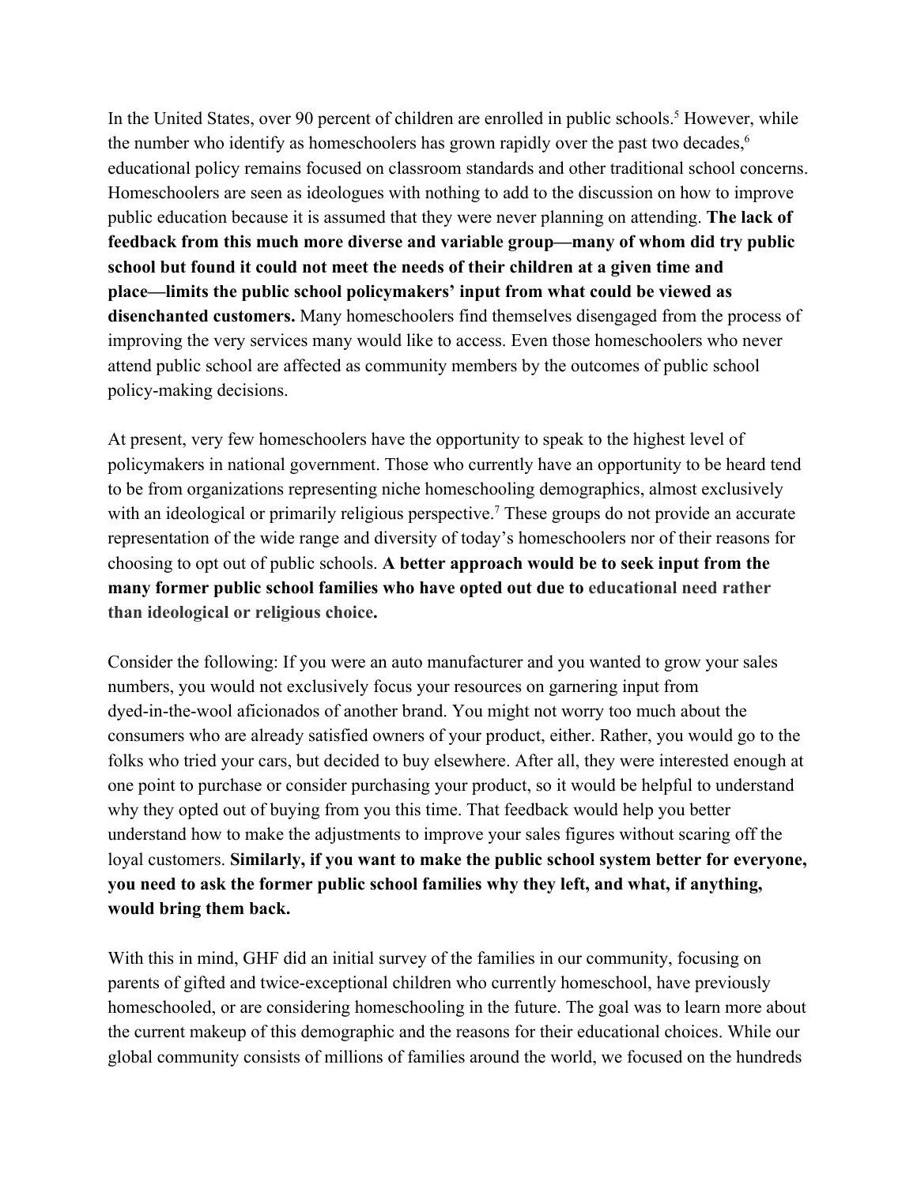In the United States, over 90 percent of children are enrolled in public schools.[5] However, while the number who identify as homeschoolers has grown rapidly over the past two decades,[6] educational policy remains focused on classroom standards and other traditional school concerns. Homeschoolers are seen as ideologues with nothing to add to the discussion on how to improve public education because it is assumed that they were never planning on attending. **The lack of feedback from this much more diverse and variable group—many of whom did try public school but found it could not meet the needs of their children at a given time and place—limits the public school policymakers' input from what could be viewed as disenchanted customers.** Many homeschoolers find themselves disengaged from the process of improving the very services many would like to access. Even those homeschoolers who never attend public school are affected as community members by the outcomes of public school policy-making decisions.

At present, very few homeschoolers have the opportunity to speak to the highest level of policymakers in national government. Those who currently have an opportunity to be heard tend to be from organizations representing niche homeschooling demographics, almost exclusively with an ideological or primarily religious perspective.[7] These groups do not provide an accurate representation of the wide range and diversity of today's homeschoolers nor of their reasons for choosing to opt out of public schools. **A better approach would be to seek input from the many former public school families who have opted out due to educational need rather than ideological or religious choice.**

Consider the following: If you were an auto manufacturer and you wanted to grow your sales numbers, you would not exclusively focus your resources on garnering input from dyed-in-the-wool aficionados of another brand. You might not worry too much about the consumers who are already satisfied owners of your product, either. Rather, you would go to the folks who tried your cars, but decided to buy elsewhere. After all, they were interested enough at one point to purchase or consider purchasing your product, so it would be helpful to understand why they opted out of buying from you this time. That feedback would help you better understand how to make the adjustments to improve your sales figures without scaring off the loyal customers. **Similarly, if you want to make the public school system better for everyone, you need to ask the former public school families why they left, and what, if anything, would bring them back.**

With this in mind, GHF did an initial survey of the families in our community, focusing on parents of gifted and twice-exceptional children who currently homeschool, have previously homeschooled, or are considering homeschooling in the future. The goal was to learn more about the current makeup of this demographic and the reasons for their educational choices. While our global community consists of millions of families around the world, we focused on the hundreds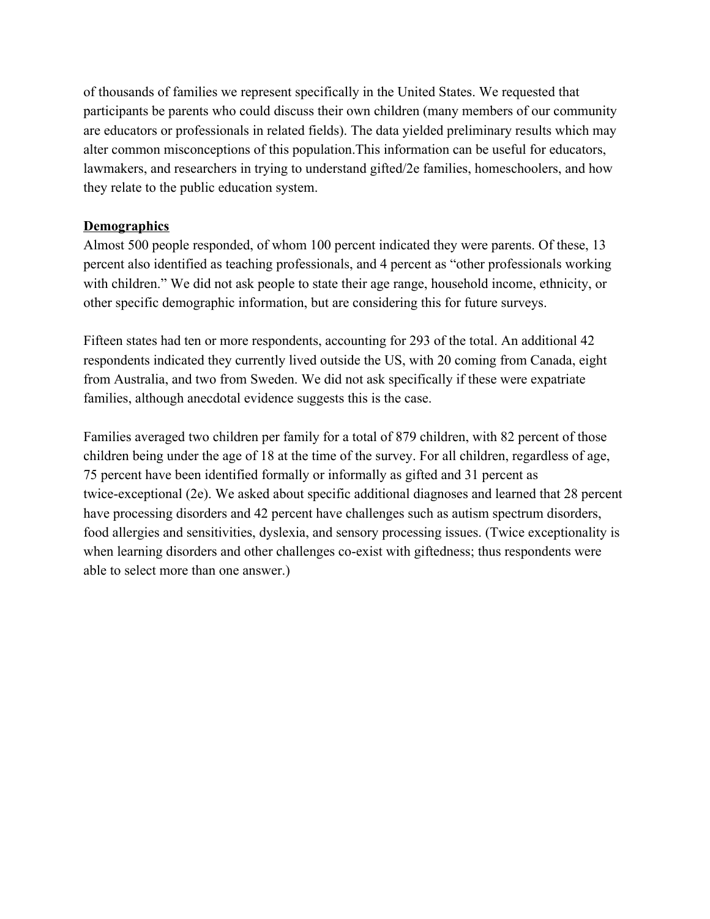of thousands of families we represent specifically in the United States. We requested that participants be parents who could discuss their own children (many members of our community are educators or professionals in related fields). The data yielded preliminary results which may alter common misconceptions of this population.This information can be useful for educators, lawmakers, and researchers in trying to understand gifted/2e families, homeschoolers, and how they relate to the public education system.

## Demographics

Almost 500 people responded, of whom 100 percent indicated they were parents. Of these, 13 percent also identified as teaching professionals, and 4 percent as "other professionals working with children." We did not ask people to state their age range, household income, ethnicity, or other specific demographic information, but are considering this for future surveys.

Fifteen states had ten or more respondents, accounting for 293 of the total. An additional 42 respondents indicated they currently lived outside the US, with 20 coming from Canada, eight from Australia, and two from Sweden. We did not ask specifically if these were expatriate families, although anecdotal evidence suggests this is the case.

Families averaged two children per family for a total of 879 children, with 82 percent of those children being under the age of 18 at the time of the survey. For all children, regardless of age, 75 percent have been identified formally or informally as gifted and 31 percent as twice-exceptional (2e). We asked about specific additional diagnoses and learned that 28 percent have processing disorders and 42 percent have challenges such as autism spectrum disorders, food allergies and sensitivities, dyslexia, and sensory processing issues. (Twice exceptionality is when learning disorders and other challenges co-exist with giftedness; thus respondents were able to select more than one answer.)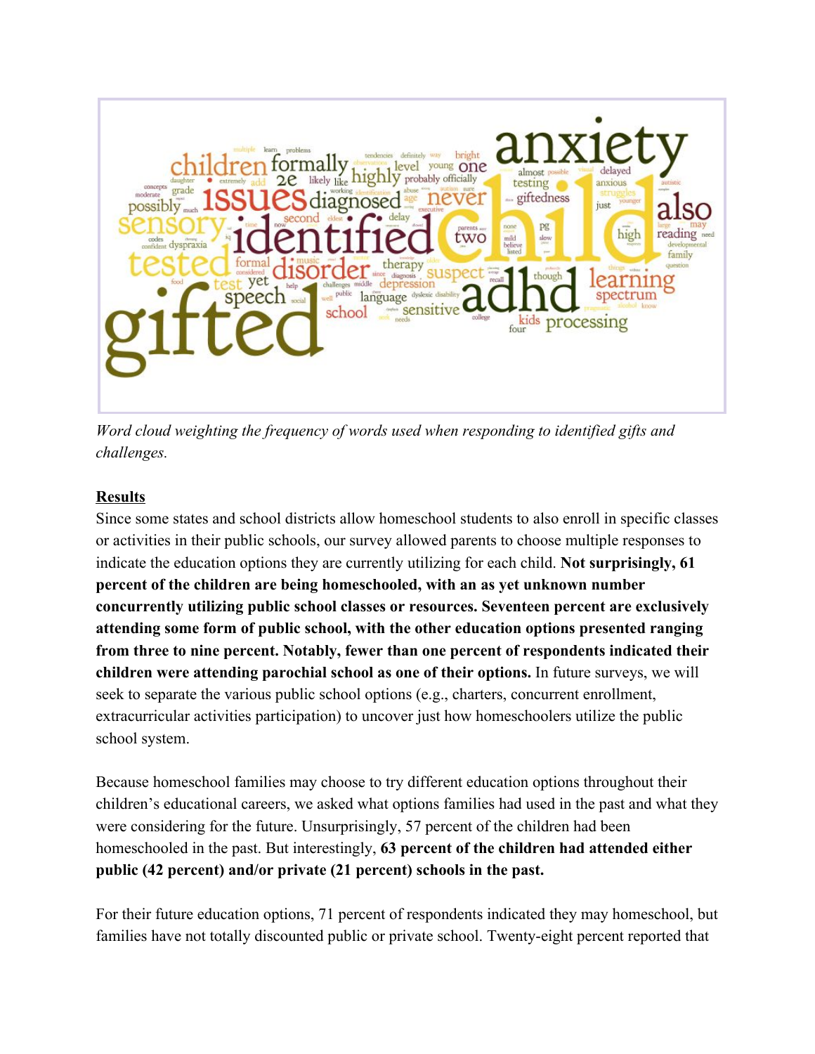*Word cloud weighting the frequency of words used when responding to identified gifts and challenges.*

**Results**

Since some states and school districts allow homeschool students to also enroll in specific classes or activities in their public schools, our survey allowed parents to choose multiple responses to indicate the education options they are currently utilizing for each child. **Not surprisingly, 61 percent of the children are being homeschooled, with an as yet unknown number concurrently utilizing public school classes or resources. Seventeen percent are exclusively attending some form of public school, with the other education options presented ranging from three to nine percent. Notably, fewer than one percent of respondents indicated their children were attending parochial school as one of their options.** In future surveys, we will seek to separate the various public school options (e.g., charters, concurrent enrollment, extracurricular activities participation) to uncover just how homeschoolers utilize the public school system.

Because homeschool families may choose to try different education options throughout their children's educational careers, we asked what options families had used in the past and what they were considering for the future. Unsurprisingly, 57 percent of the children had been homeschooled in the past. But interestingly, **63 percent of the children had attended either public (42 percent) and/or private (21 percent) schools in the past.**

For their future education options, 71 percent of respondents indicated they may homeschool, but families have not totally discounted public or private school. Twenty-eight percent reported that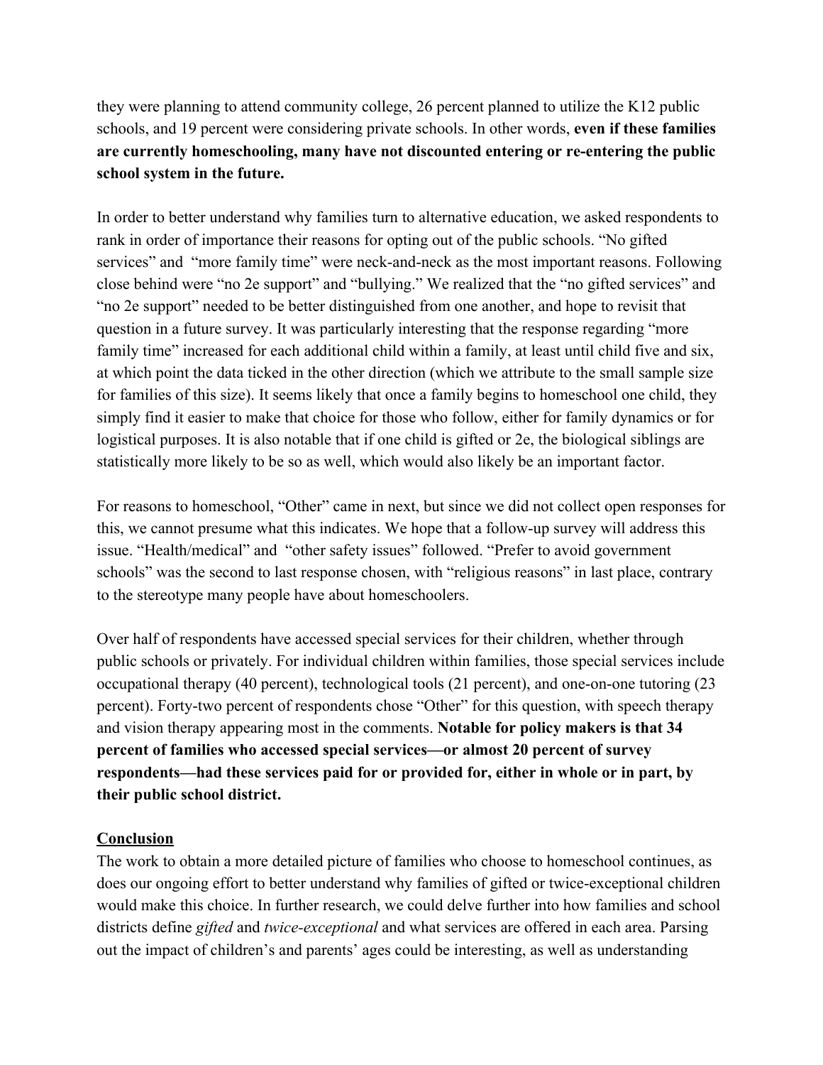they were planning to attend community college, 26 percent planned to utilize the K12 public schools, and 19 percent were considering private schools. In other words, **even if these families are currently homeschooling, many have not discounted entering or re-entering the public school system in the future.**

In order to better understand why families turn to alternative education, we asked respondents to rank in order of importance their reasons for opting out of the public schools. "No gifted services" and "more family time" were neck-and-neck as the most important reasons. Following close behind were "no 2e support" and "bullying." We realized that the "no gifted services" and "no 2e support" needed to be better distinguished from one another, and hope to revisit that question in a future survey. It was particularly interesting that the response regarding "more family time" increased for each additional child within a family, at least until child five and six, at which point the data ticked in the other direction (which we attribute to the small sample size for families of this size). It seems likely that once a family begins to homeschool one child, they simply find it easier to make that choice for those who follow, either for family dynamics or for logistical purposes. It is also notable that if one child is gifted or 2e, the biological siblings are statistically more likely to be so as well, which would also likely be an important factor.

For reasons to homeschool, "Other" came in next, but since we did not collect open responses for this, we cannot presume what this indicates. We hope that a follow-up survey will address this issue. "Health/medical" and "other safety issues" followed. "Prefer to avoid government schools" was the second to last response chosen, with "religious reasons" in last place, contrary to the stereotype many people have about homeschoolers.

Over half of respondents have accessed special services for their children, whether through public schools or privately. For individual children within families, those special services include occupational therapy (40 percent), technological tools (21 percent), and one-on-one tutoring (23 percent). Forty-two percent of respondents chose "Other" for this question, with speech therapy and vision therapy appearing most in the comments. **Notable for policy makers is that 34 percent of families who accessed special services—or almost 20 percent of survey respondents—had these services paid for or provided for, either in whole or in part, by their public school district.**

## Conclusion

The work to obtain a more detailed picture of families who choose to homeschool continues, as does our ongoing effort to better understand why families of gifted or twice-exceptional children would make this choice. In further research, we could delve further into how families and school districts define *gifted* and *twice-exceptional* and what services are offered in each area. Parsing out the impact of children's and parents' ages could be interesting, as well as understanding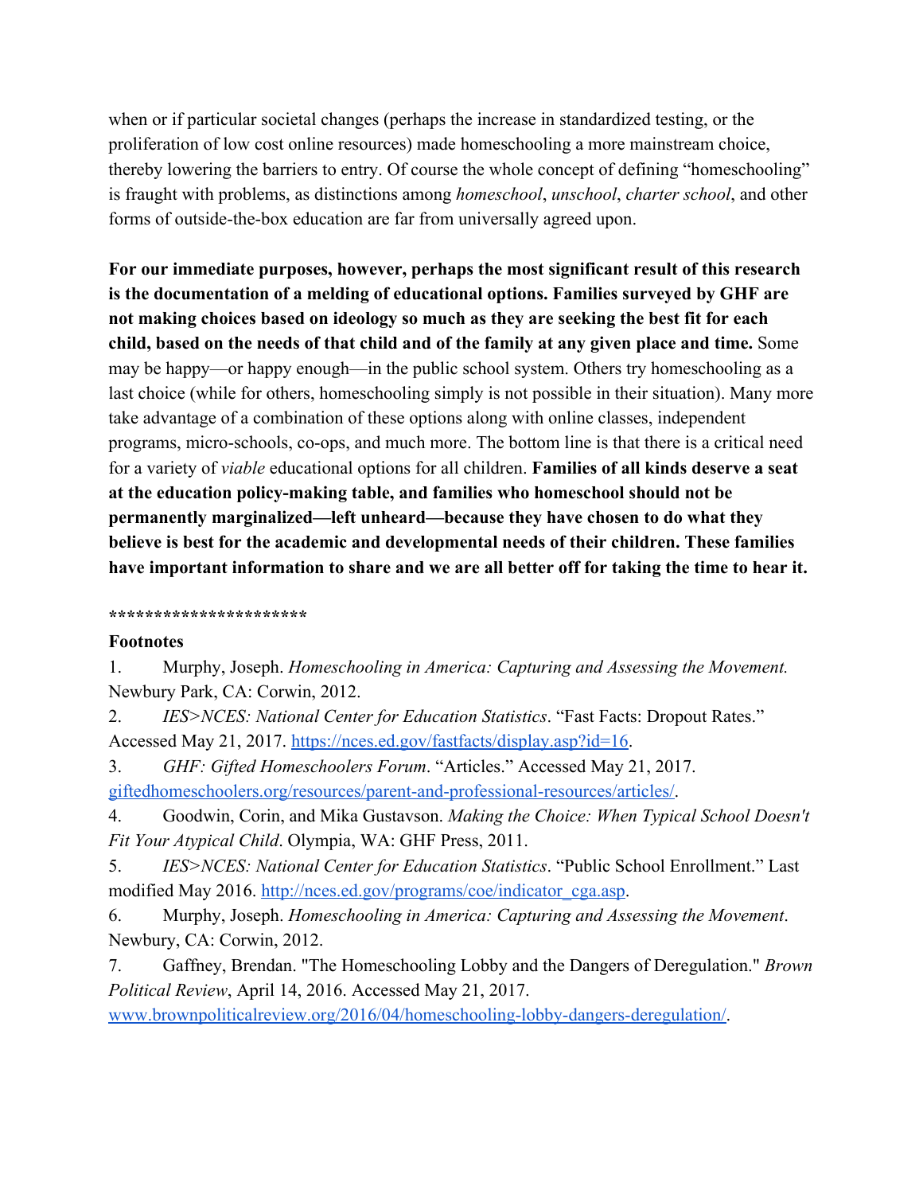when or if particular societal changes (perhaps the increase in standardized testing, or the proliferation of low cost online resources) made homeschooling a more mainstream choice, thereby lowering the barriers to entry. Of course the whole concept of defining "homeschooling" is fraught with problems, as distinctions among *homeschool*, *unschool*, *charter school*, and other forms of outside-the-box education are far from universally agreed upon.

**For our immediate purposes, however, perhaps the most significant result of this research is the documentation of a melding of educational options. Families surveyed by GHF are not making choices based on ideology so much as they are seeking the best fit for each child, based on the needs of that child and of the family at any given place and time.** Some may be happy—or happy enough—in the public school system. Others try homeschooling as a last choice (while for others, homeschooling simply is not possible in their situation). Many more take advantage of a combination of these options along with online classes, independent programs, micro-schools, co-ops, and much more. The bottom line is that there is a critical need for a variety of *viable* educational options for all children. **Families of all kinds deserve a seat at the education policy-making table, and families who homeschool should not be permanently marginalized—left unheard—because they have chosen to do what they believe is best for the academic and developmental needs of their children. These families have important information to share and we are all better off for taking the time to hear it.**

**********************

**Footnotes**

1. Murphy, Joseph. *Homeschooling in America: Capturing and Assessing the Movement.* Newbury Park, CA: Corwin, 2012.
2. *IES>NCES: National Center for Education Statistics*. "Fast Facts: Dropout Rates." Accessed May 21, 2017. https://nces.ed.gov/fastfacts/display.asp?id=16.
3. *GHF: Gifted Homeschoolers Forum*. "Articles." Accessed May 21, 2017. giftedhomeschoolers.org/resources/parent-and-professional-resources/articles/.
4. Goodwin, Corin, and Mika Gustavson. *Making the Choice: When Typical School Doesn't Fit Your Atypical Child*. Olympia, WA: GHF Press, 2011.
5. *IES>NCES: National Center for Education Statistics*. "Public School Enrollment." Last modified May 2016. http://nces.ed.gov/programs/coe/indicator_cga.asp.
6. Murphy, Joseph. *Homeschooling in America: Capturing and Assessing the Movement*. Newbury, CA: Corwin, 2012.
7. Gaffney, Brendan. "The Homeschooling Lobby and the Dangers of Deregulation." *Brown Political Review*, April 14, 2016. Accessed May 21, 2017. www.brownpoliticalreview.org/2016/04/homeschooling-lobby-dangers-deregulation/.